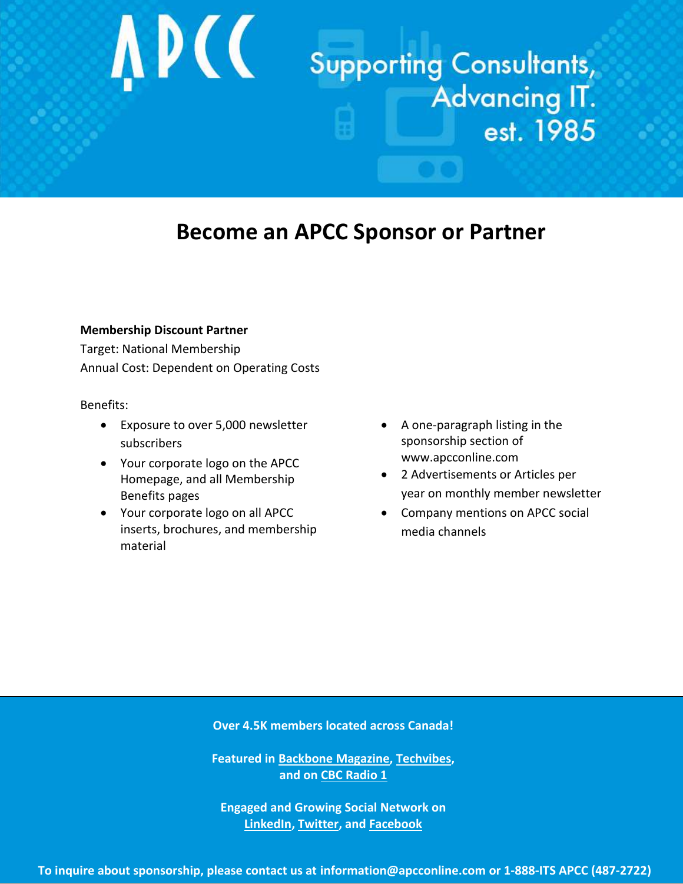APCC

Supporting Consultants, Advancing IT. est. 1985

# Become an APCC Sponsor or Partner

**Membership Discount Partner**
Target: National Membership
Annual Cost: Dependent on Operating Costs

Benefits:

- Exposure to over 5,000 newsletter subscribers
- Your corporate logo on the APCC Homepage, and all Membership Benefits pages
- Your corporate logo on all APCC inserts, brochures, and membership material
- A one-paragraph listing in the sponsorship section of www.apcconline.com
- 2 Advertisements or Articles per year on monthly member newsletter
- Company mentions on APCC social media channels

**Over 4.5K members located across Canada!**

**Featured in Backbone Magazine, Techvibes, and on CBC Radio 1**

**Engaged and Growing Social Network on LinkedIn, Twitter, and Facebook**

**To inquire about sponsorship, please contact us at information@apcconline.com or 1-888-ITS APCC (487-2722)**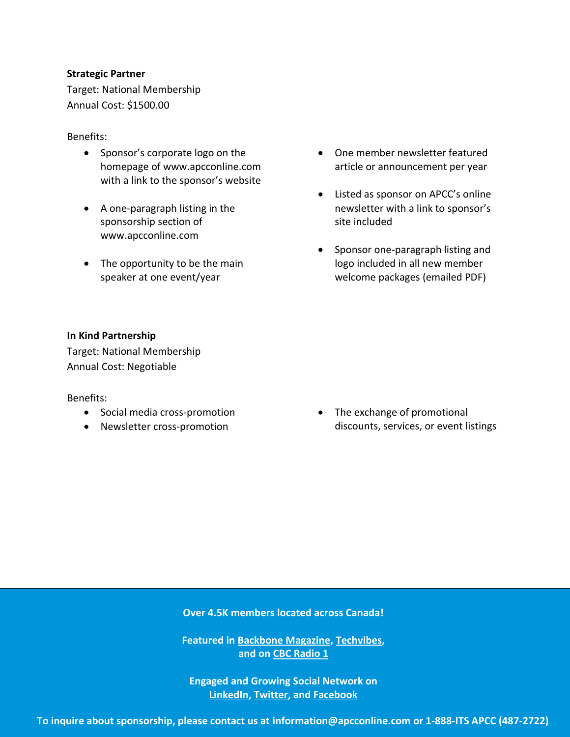**Strategic Partner**

Target: National Membership

Annual Cost: $1500.00

Benefits:

- Sponsor's corporate logo on the homepage of www.apcconline.com with a link to the sponsor's website
- A one-paragraph listing in the sponsorship section of www.apcconline.com
- The opportunity to be the main speaker at one event/year
- One member newsletter featured article or announcement per year
- Listed as sponsor on APCC's online newsletter with a link to sponsor's site included
- Sponsor one-paragraph listing and logo included in all new member welcome packages (emailed PDF)

**In Kind Partnership**

Target: National Membership

Annual Cost: Negotiable

Benefits:

- Social media cross-promotion
- Newsletter cross-promotion
- The exchange of promotional discounts, services, or event listings

**Over 4.5K members located across Canada!**

**Featured in Backbone Magazine, Techvibes, and on CBC Radio 1**

**Engaged and Growing Social Network on LinkedIn, Twitter, and Facebook**

**To inquire about sponsorship, please contact us at information@apcconline.com or 1-888-ITS APCC (487-2722)**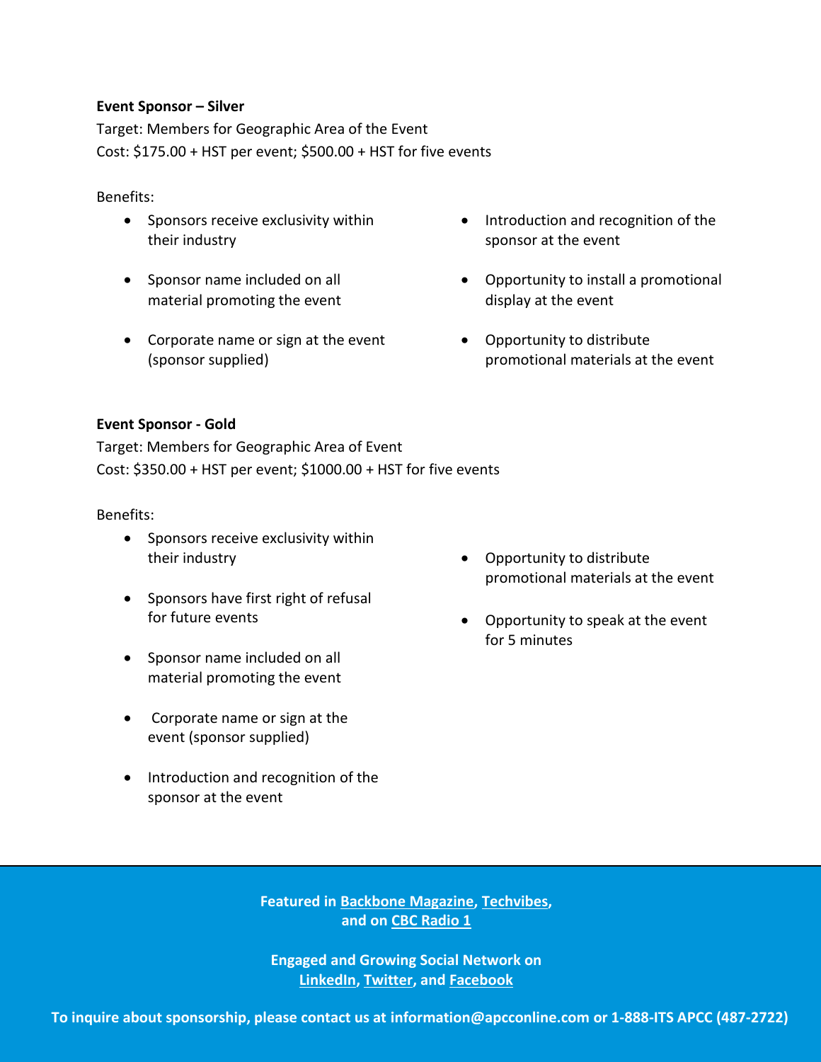**Event Sponsor – Silver**

Target: Members for Geographic Area of the Event

Cost: $175.00 + HST per event; $500.00 + HST for five events

Benefits:

- Sponsors receive exclusivity within their industry
- Sponsor name included on all material promoting the event
- Corporate name or sign at the event (sponsor supplied)
- Introduction and recognition of the sponsor at the event
- Opportunity to install a promotional display at the event
- Opportunity to distribute promotional materials at the event

**Event Sponsor - Gold**

Target: Members for Geographic Area of Event

Cost: $350.00 + HST per event; $1000.00 + HST for five events

Benefits:

- Sponsors receive exclusivity within their industry
- Sponsors have first right of refusal for future events
- Sponsor name included on all material promoting the event
- Corporate name or sign at the event (sponsor supplied)
- Introduction and recognition of the sponsor at the event
- Opportunity to distribute promotional materials at the event
- Opportunity to speak at the event for 5 minutes

**Featured in Backbone Magazine, Techvibes, and on CBC Radio 1**

**Engaged and Growing Social Network on LinkedIn, Twitter, and Facebook**

**To inquire about sponsorship, please contact us at information@apcconline.com or 1-888-ITS APCC (487-2722)**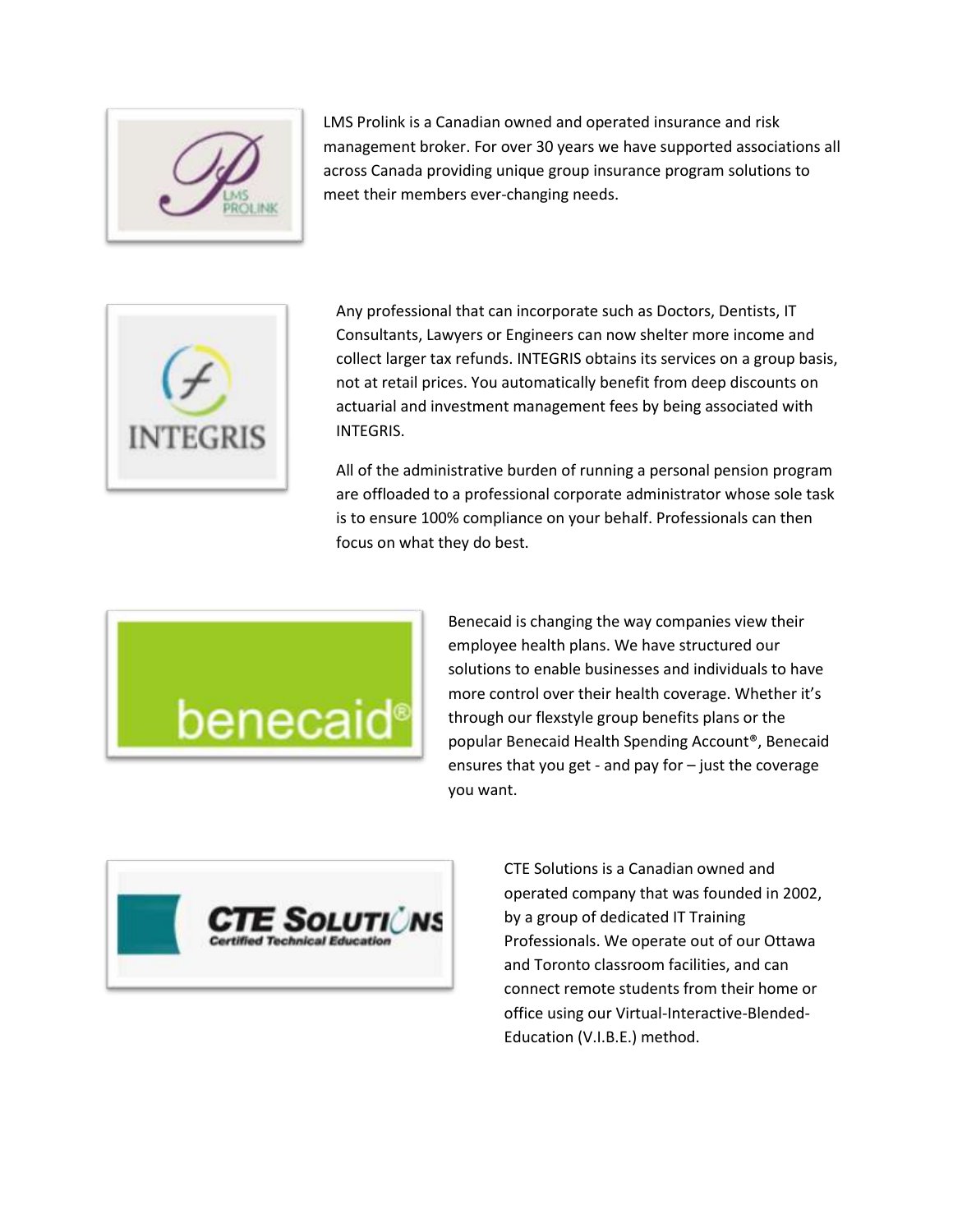LMS Prolink is a Canadian owned and operated insurance and risk management broker. For over 30 years we have supported associations all across Canada providing unique group insurance program solutions to meet their members ever-changing needs.

Any professional that can incorporate such as Doctors, Dentists, IT Consultants, Lawyers or Engineers can now shelter more income and collect larger tax refunds. INTEGRIS obtains its services on a group basis, not at retail prices. You automatically benefit from deep discounts on actuarial and investment management fees by being associated with INTEGRIS.

All of the administrative burden of running a personal pension program are offloaded to a professional corporate administrator whose sole task is to ensure 100% compliance on your behalf. Professionals can then focus on what they do best.

Benecaid is changing the way companies view their employee health plans. We have structured our solutions to enable businesses and individuals to have more control over their health coverage. Whether it's through our flexstyle group benefits plans or the popular Benecaid Health Spending Account®, Benecaid ensures that you get - and pay for – just the coverage you want.

CTE Solutions is a Canadian owned and operated company that was founded in 2002, by a group of dedicated IT Training Professionals. We operate out of our Ottawa and Toronto classroom facilities, and can connect remote students from their home or office using our Virtual-Interactive-Blended-Education (V.I.B.E.) method.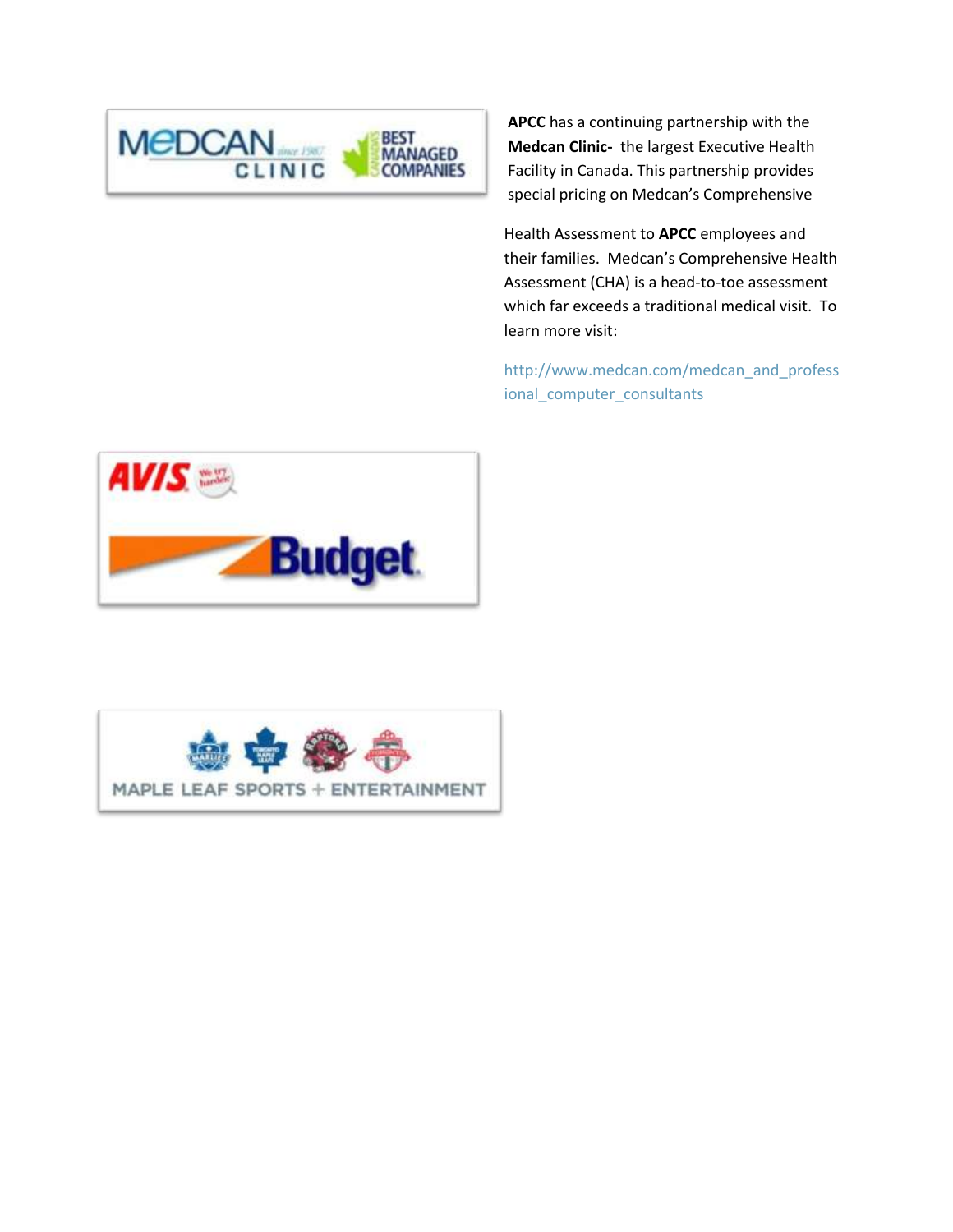**APCC** has a continuing partnership with the **Medcan Clinic-** the largest Executive Health Facility in Canada. This partnership provides special pricing on Medcan's Comprehensive Health Assessment to **APCC** employees and their families. Medcan's Comprehensive Health Assessment (CHA) is a head-to-toe assessment which far exceeds a traditional medical visit. To learn more visit:

http://www.medcan.com/medcan_and_professional_computer_consultants